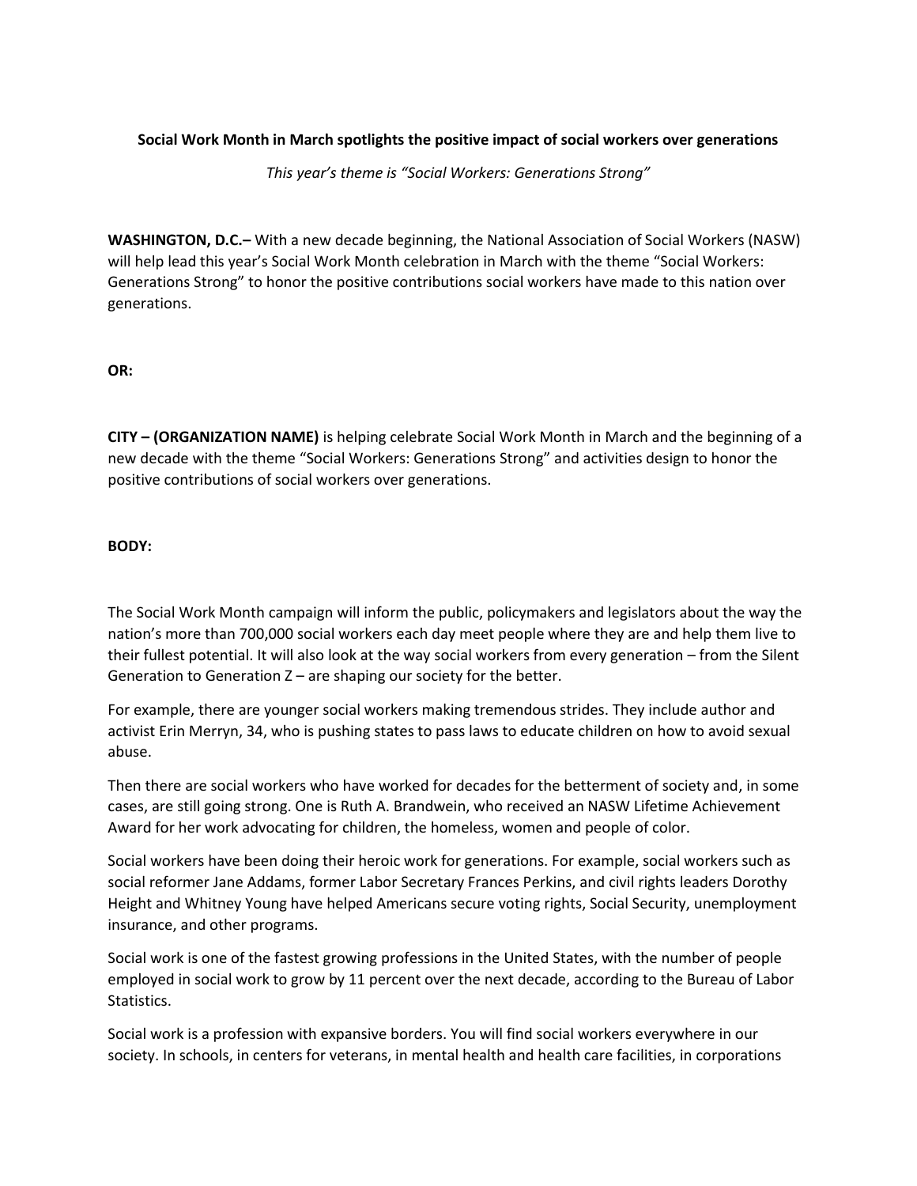**Social Work Month in March spotlights the positive impact of social workers over generations**

*This year's theme is "Social Workers: Generations Strong"*

**WASHINGTON, D.C.–** With a new decade beginning, the National Association of Social Workers (NASW) will help lead this year's Social Work Month celebration in March with the theme "Social Workers: Generations Strong" to honor the positive contributions social workers have made to this nation over generations.

**OR:**

**CITY – (ORGANIZATION NAME)** is helping celebrate Social Work Month in March and the beginning of a new decade with the theme "Social Workers: Generations Strong" and activities design to honor the positive contributions of social workers over generations.

**BODY:**

The Social Work Month campaign will inform the public, policymakers and legislators about the way the nation's more than 700,000 social workers each day meet people where they are and help them live to their fullest potential. It will also look at the way social workers from every generation – from the Silent Generation to Generation Z – are shaping our society for the better.

For example, there are younger social workers making tremendous strides. They include author and activist Erin Merryn, 34, who is pushing states to pass laws to educate children on how to avoid sexual abuse.

Then there are social workers who have worked for decades for the betterment of society and, in some cases, are still going strong. One is Ruth A. Brandwein, who received an NASW Lifetime Achievement Award for her work advocating for children, the homeless, women and people of color.

Social workers have been doing their heroic work for generations. For example, social workers such as social reformer Jane Addams, former Labor Secretary Frances Perkins, and civil rights leaders Dorothy Height and Whitney Young have helped Americans secure voting rights, Social Security, unemployment insurance, and other programs.

Social work is one of the fastest growing professions in the United States, with the number of people employed in social work to grow by 11 percent over the next decade, according to the Bureau of Labor Statistics.

Social work is a profession with expansive borders. You will find social workers everywhere in our society. In schools, in centers for veterans, in mental health and health care facilities, in corporations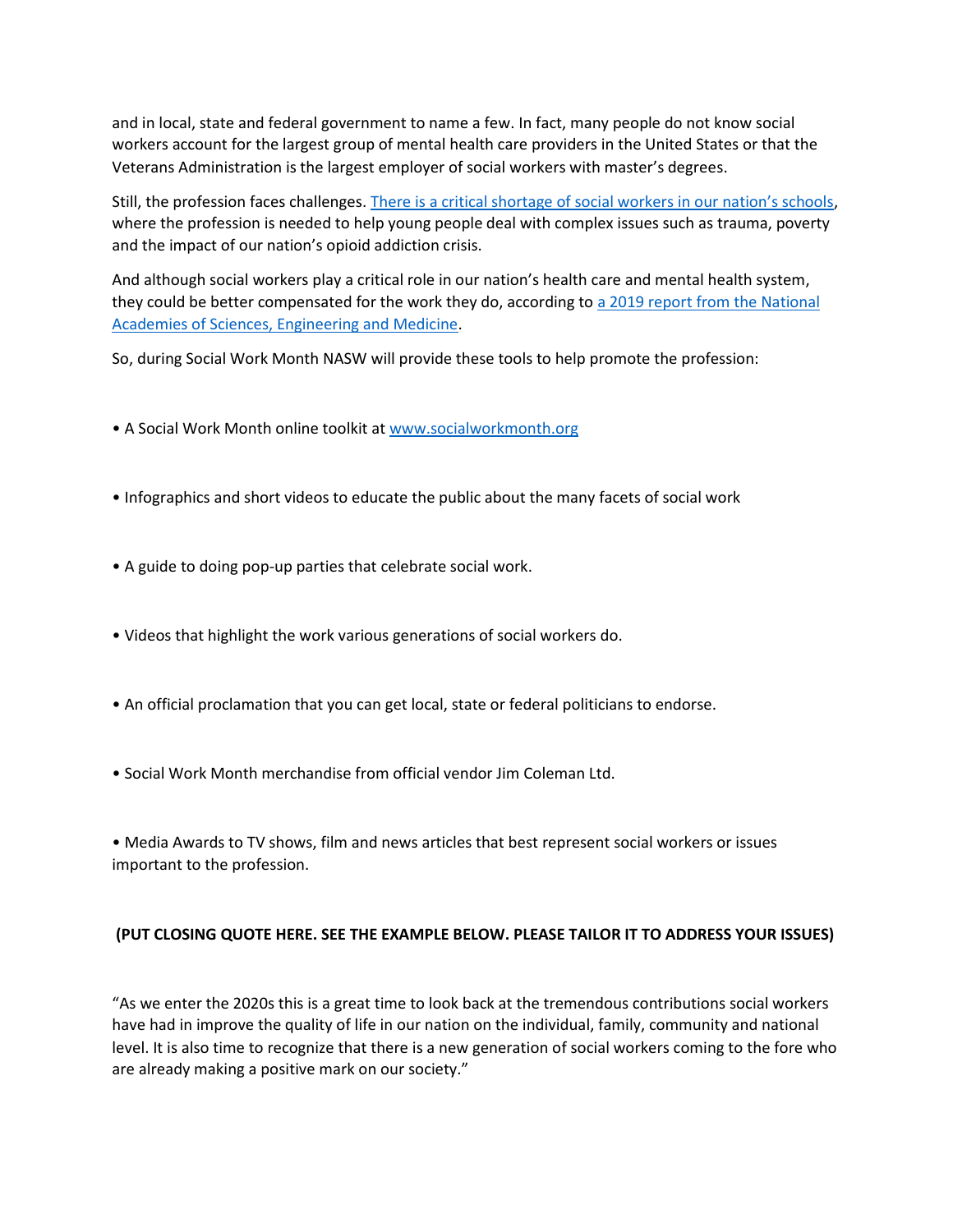and in local, state and federal government to name a few. In fact, many people do not know social workers account for the largest group of mental health care providers in the United States or that the Veterans Administration is the largest employer of social workers with master's degrees.

Still, the profession faces challenges. There is a critical shortage of social workers in our nation's schools, where the profession is needed to help young people deal with complex issues such as trauma, poverty and the impact of our nation's opioid addiction crisis.

And although social workers play a critical role in our nation's health care and mental health system, they could be better compensated for the work they do, according to a 2019 report from the National Academies of Sciences, Engineering and Medicine.

So, during Social Work Month NASW will provide these tools to help promote the profession:

- A Social Work Month online toolkit at www.socialworkmonth.org
- Infographics and short videos to educate the public about the many facets of social work
- A guide to doing pop-up parties that celebrate social work.
- Videos that highlight the work various generations of social workers do.
- An official proclamation that you can get local, state or federal politicians to endorse.
- Social Work Month merchandise from official vendor Jim Coleman Ltd.
- Media Awards to TV shows, film and news articles that best represent social workers or issues important to the profession.

**(PUT CLOSING QUOTE HERE. SEE THE EXAMPLE BELOW. PLEASE TAILOR IT TO ADDRESS YOUR ISSUES)**

"As we enter the 2020s this is a great time to look back at the tremendous contributions social workers have had in improve the quality of life in our nation on the individual, family, community and national level. It is also time to recognize that there is a new generation of social workers coming to the fore who are already making a positive mark on our society."